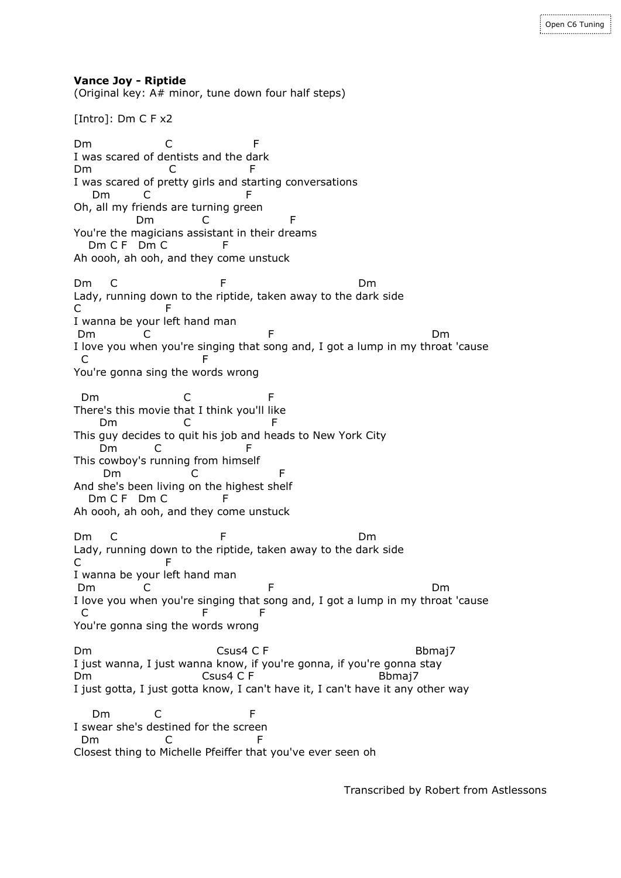Open C6 Tuning

**Vance Joy - Riptide**
(Original key: A# minor, tune down four half steps)

[Intro]: Dm C F x2

```
Dm                  C                    F
I was scared of dentists and the dark
Dm                    C                  F
I was scared of pretty girls and starting conversations
     Dm         C                   F
Oh, all my friends are turning green
                Dm            C                  F
You're the magicians assistant in their dreams
    Dm C F   Dm C              F
Ah oooh, ah ooh, and they come unstuck

Dm     C                         F                              Dm
Lady, running down to the riptide, taken away to the dark side
C                    F
I wanna be your left hand man
 Dm            C                          F                                  Dm
I love you when you're singing that song and, I got a lump in my throat 'cause
  C                       F
You're gonna sing the words wrong

  Dm                     C                   F
There's this movie that I think you'll like
      Dm                C                   F
This guy decides to quit his job and heads to New York City
      Dm          C                   F
This cowboy's running from himself
       Dm                 C                    F
And she's been living on the highest shelf
    Dm C F   Dm C              F
Ah oooh, ah ooh, and they come unstuck

Dm     C                         F                              Dm
Lady, running down to the riptide, taken away to the dark side
C                    F
I wanna be your left hand man
 Dm            C                          F                                  Dm
I love you when you're singing that song and, I got a lump in my throat 'cause
  C                       F             F
You're gonna sing the words wrong

Dm                               Csus4 C F                              Bbmaj7
I just wanna, I just wanna know, if you're gonna, if you're gonna stay
Dm                           Csus4 C F                          Bbmaj7
I just gotta, I just gotta know, I can't have it, I can't have it any other way

     Dm           C                     F
I swear she's destined for the screen
  Dm               C                     F
Closest thing to Michelle Pfeiffer that you've ever seen oh
```

Transcribed by Robert from Astlessons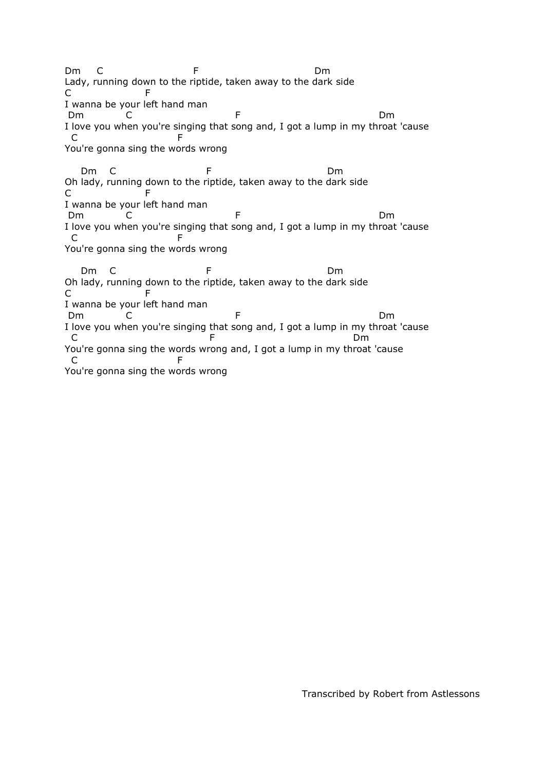```
Dm     C                        F                              Dm
Lady, running down to the riptide, taken away to the dark side
C                   F
I wanna be your left hand man
 Dm            C                          F                                  Dm
I love you when you're singing that song and, I got a lump in my throat 'cause
  C                        F
You're gonna sing the words wrong

     Dm    C                        F                              Dm
Oh lady, running down to the riptide, taken away to the dark side
C                   F
I wanna be your left hand man
 Dm            C                          F                                  Dm
I love you when you're singing that song and, I got a lump in my throat 'cause
  C                        F
You're gonna sing the words wrong

     Dm    C                        F                              Dm
Oh lady, running down to the riptide, taken away to the dark side
C                   F
I wanna be your left hand man
 Dm            C                          F                                  Dm
I love you when you're singing that song and, I got a lump in my throat 'cause
  C                               F                                  Dm
You're gonna sing the words wrong and, I got a lump in my throat 'cause
  C                        F
You're gonna sing the words wrong
```

Transcribed by Robert from Astlessons